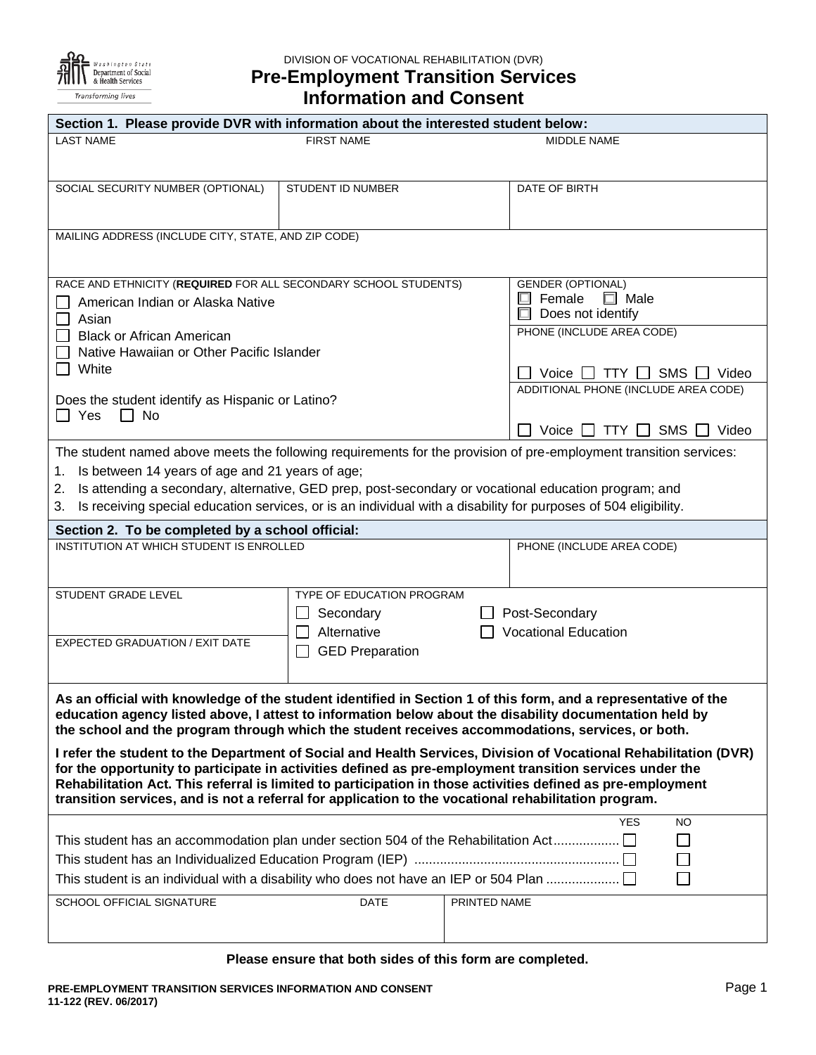Washington State Department of Social & Health Services
*Transforming lives*

DIVISION OF VOCATIONAL REHABILITATION (DVR)

# Pre-Employment Transition Services Information and Consent

## Section 1. Please provide DVR with information about the interested student below:

| LAST NAME | FIRST NAME | MIDDLE NAME |
|---|---|---|
| | | |

| SOCIAL SECURITY NUMBER (OPTIONAL) | STUDENT ID NUMBER | DATE OF BIRTH |
|---|---|---|
| | | |

MAILING ADDRESS (INCLUDE CITY, STATE, AND ZIP CODE)

RACE AND ETHNICITY (**REQUIRED** FOR ALL SECONDARY SCHOOL STUDENTS)

- ☐ American Indian or Alaska Native
- ☐ Asian
- ☐ Black or African American
- ☐ Native Hawaiian or Other Pacific Islander
- ☐ White

Does the student identify as Hispanic or Latino?
☐ Yes ☐ No

GENDER (OPTIONAL)
☐ Female ☐ Male
☐ Does not identify

PHONE (INCLUDE AREA CODE)

☐ Voice ☐ TTY ☐ SMS ☐ Video

ADDITIONAL PHONE (INCLUDE AREA CODE)

☐ Voice ☐ TTY ☐ SMS ☐ Video

The student named above meets the following requirements for the provision of pre-employment transition services:

1. Is between 14 years of age and 21 years of age;
2. Is attending a secondary, alternative, GED prep, post-secondary or vocational education program; and
3. Is receiving special education services, or is an individual with a disability for purposes of 504 eligibility.

## Section 2. To be completed by a school official:

| INSTITUTION AT WHICH STUDENT IS ENROLLED | PHONE (INCLUDE AREA CODE) |
|---|---|
| | |

STUDENT GRADE LEVEL

EXPECTED GRADUATION / EXIT DATE

TYPE OF EDUCATION PROGRAM

- ☐ Secondary
- ☐ Alternative
- ☐ GED Preparation
- ☐ Post-Secondary
- ☐ Vocational Education

**As an official with knowledge of the student identified in Section 1 of this form, and a representative of the education agency listed above, I attest to information below about the disability documentation held by the school and the program through which the student receives accommodations, services, or both.**

**I refer the student to the Department of Social and Health Services, Division of Vocational Rehabilitation (DVR) for the opportunity to participate in activities defined as pre-employment transition services under the Rehabilitation Act. This referral is limited to participation in those activities defined as pre-employment transition services, and is not a referral for application to the vocational rehabilitation program.**

| | YES | NO |
|---|---|---|
| This student has an accommodation plan under section 504 of the Rehabilitation Act | ☐ | ☐ |
| This student has an Individualized Education Program (IEP) | ☐ | ☐ |
| This student is an individual with a disability who does not have an IEP or 504 Plan | ☐ | ☐ |

| SCHOOL OFFICIAL SIGNATURE | DATE | PRINTED NAME |
|---|---|---|
| | | |

**Please ensure that both sides of this form are completed.**

**PRE-EMPLOYMENT TRANSITION SERVICES INFORMATION AND CONSENT**
**11-122 (REV. 06/2017)**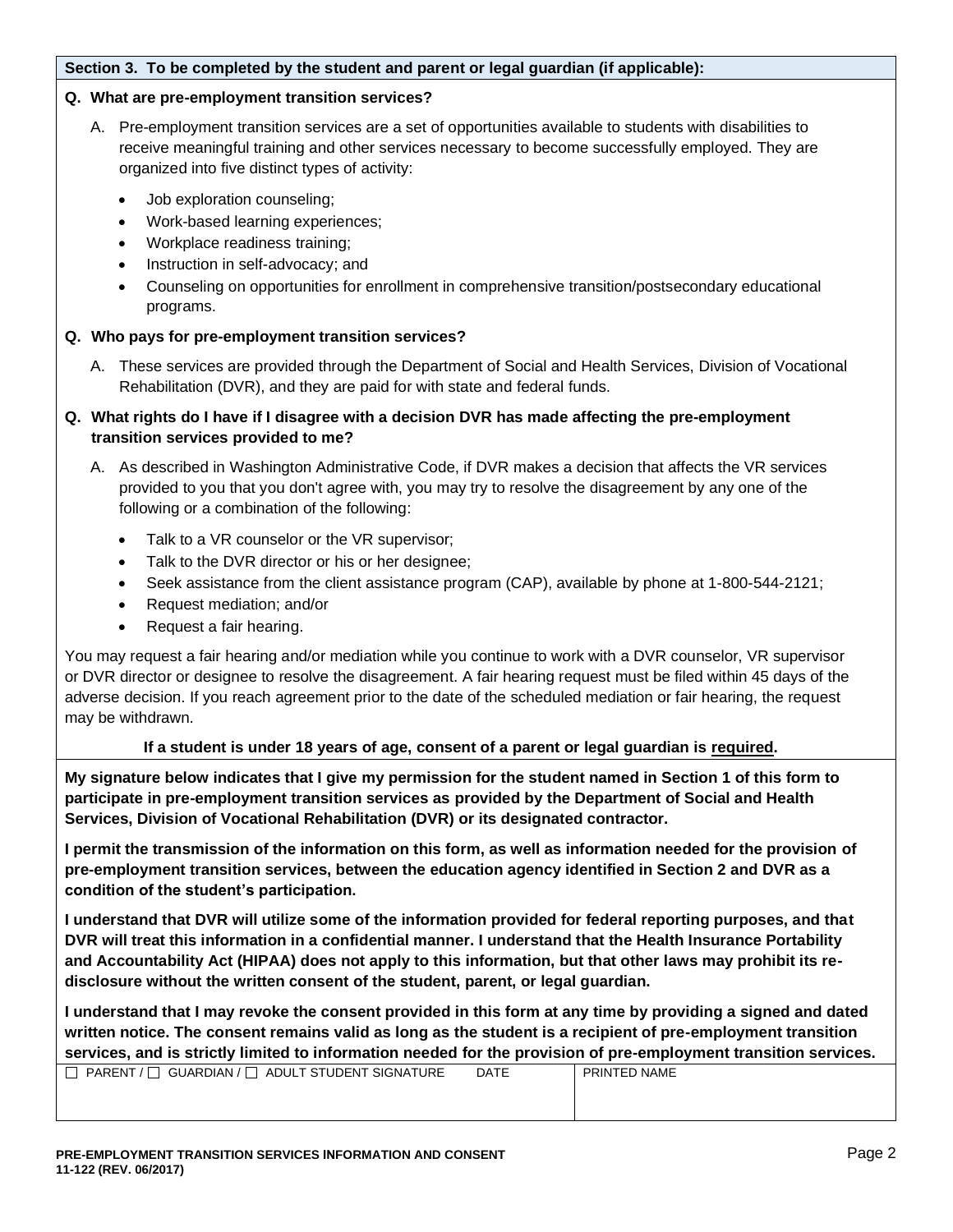**Section 3. To be completed by the student and parent or legal guardian (if applicable):**

**Q. What are pre-employment transition services?**

A. Pre-employment transition services are a set of opportunities available to students with disabilities to receive meaningful training and other services necessary to become successfully employed. They are organized into five distinct types of activity:

- Job exploration counseling;
- Work-based learning experiences;
- Workplace readiness training;
- Instruction in self-advocacy; and
- Counseling on opportunities for enrollment in comprehensive transition/postsecondary educational programs.

**Q. Who pays for pre-employment transition services?**

A. These services are provided through the Department of Social and Health Services, Division of Vocational Rehabilitation (DVR), and they are paid for with state and federal funds.

**Q. What rights do I have if I disagree with a decision DVR has made affecting the pre-employment transition services provided to me?**

A. As described in Washington Administrative Code, if DVR makes a decision that affects the VR services provided to you that you don't agree with, you may try to resolve the disagreement by any one of the following or a combination of the following:

- Talk to a VR counselor or the VR supervisor;
- Talk to the DVR director or his or her designee;
- Seek assistance from the client assistance program (CAP), available by phone at 1-800-544-2121;
- Request mediation; and/or
- Request a fair hearing.

You may request a fair hearing and/or mediation while you continue to work with a DVR counselor, VR supervisor or DVR director or designee to resolve the disagreement. A fair hearing request must be filed within 45 days of the adverse decision. If you reach agreement prior to the date of the scheduled mediation or fair hearing, the request may be withdrawn.

**If a student is under 18 years of age, consent of a parent or legal guardian is <u>required</u>.**

**My signature below indicates that I give my permission for the student named in Section 1 of this form to participate in pre-employment transition services as provided by the Department of Social and Health Services, Division of Vocational Rehabilitation (DVR) or its designated contractor.**

**I permit the transmission of the information on this form, as well as information needed for the provision of pre-employment transition services, between the education agency identified in Section 2 and DVR as a condition of the student's participation.**

**I understand that DVR will utilize some of the information provided for federal reporting purposes, and that DVR will treat this information in a confidential manner. I understand that the Health Insurance Portability and Accountability Act (HIPAA) does not apply to this information, but that other laws may prohibit its re-disclosure without the written consent of the student, parent, or legal guardian.**

**I understand that I may revoke the consent provided in this form at any time by providing a signed and dated written notice. The consent remains valid as long as the student is a recipient of pre-employment transition services, and is strictly limited to information needed for the provision of pre-employment transition services.**

| ☐ PARENT / ☐ GUARDIAN / ☐ ADULT STUDENT SIGNATURE | DATE | PRINTED NAME |
|---|---|---|
| | | |

**PRE-EMPLOYMENT TRANSITION SERVICES INFORMATION AND CONSENT**
**11-122 (REV. 06/2017)**